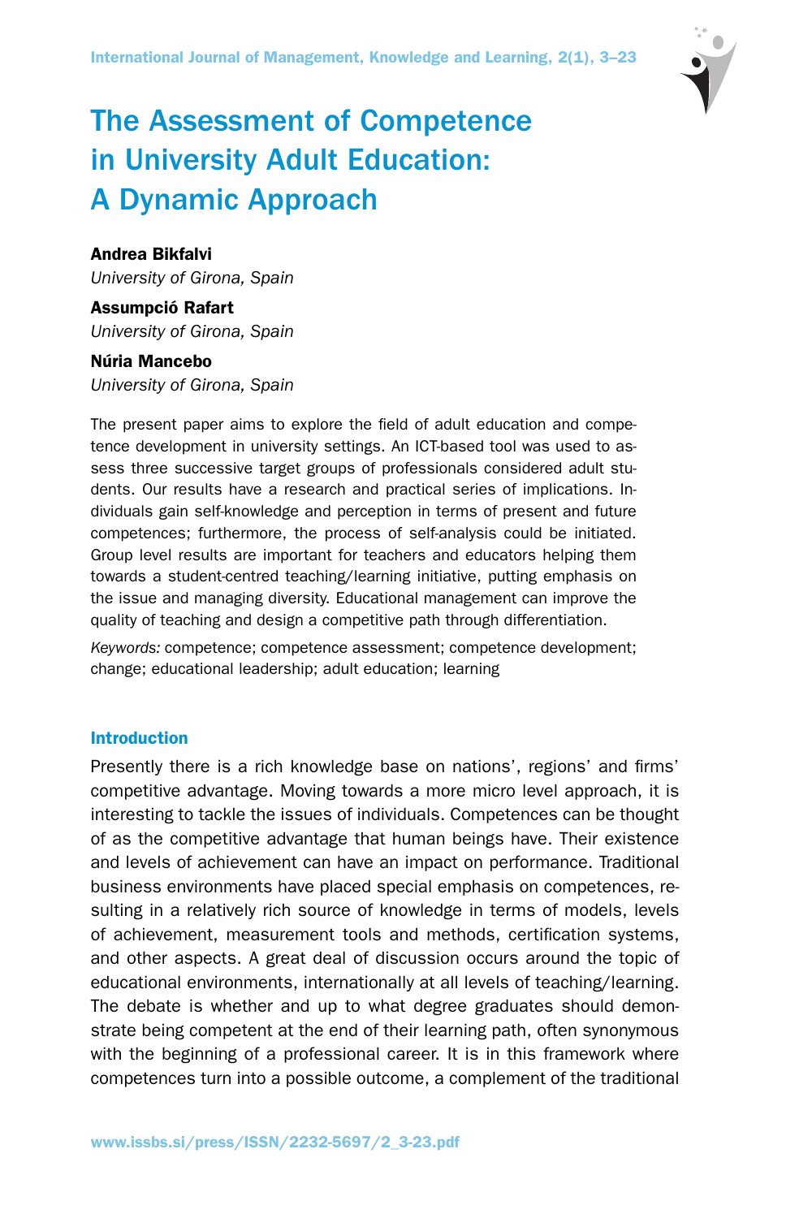# The Assessment of Competence in University Adult Education: A Dynamic Approach

**Andrea Bikfalvi**
*University of Girona, Spain*

**Assumpció Rafart**
*University of Girona, Spain*

**Núria Mancebo**
*University of Girona, Spain*

The present paper aims to explore the field of adult education and competence development in university settings. An ICT-based tool was used to assess three successive target groups of professionals considered adult students. Our results have a research and practical series of implications. Individuals gain self-knowledge and perception in terms of present and future competences; furthermore, the process of self-analysis could be initiated. Group level results are important for teachers and educators helping them towards a student-centred teaching/learning initiative, putting emphasis on the issue and managing diversity. Educational management can improve the quality of teaching and design a competitive path through differentiation.

*Keywords:* competence; competence assessment; competence development; change; educational leadership; adult education; learning

## Introduction

Presently there is a rich knowledge base on nations', regions' and firms' competitive advantage. Moving towards a more micro level approach, it is interesting to tackle the issues of individuals. Competences can be thought of as the competitive advantage that human beings have. Their existence and levels of achievement can have an impact on performance. Traditional business environments have placed special emphasis on competences, resulting in a relatively rich source of knowledge in terms of models, levels of achievement, measurement tools and methods, certification systems, and other aspects. A great deal of discussion occurs around the topic of educational environments, internationally at all levels of teaching/learning. The debate is whether and up to what degree graduates should demonstrate being competent at the end of their learning path, often synonymous with the beginning of a professional career. It is in this framework where competences turn into a possible outcome, a complement of the traditional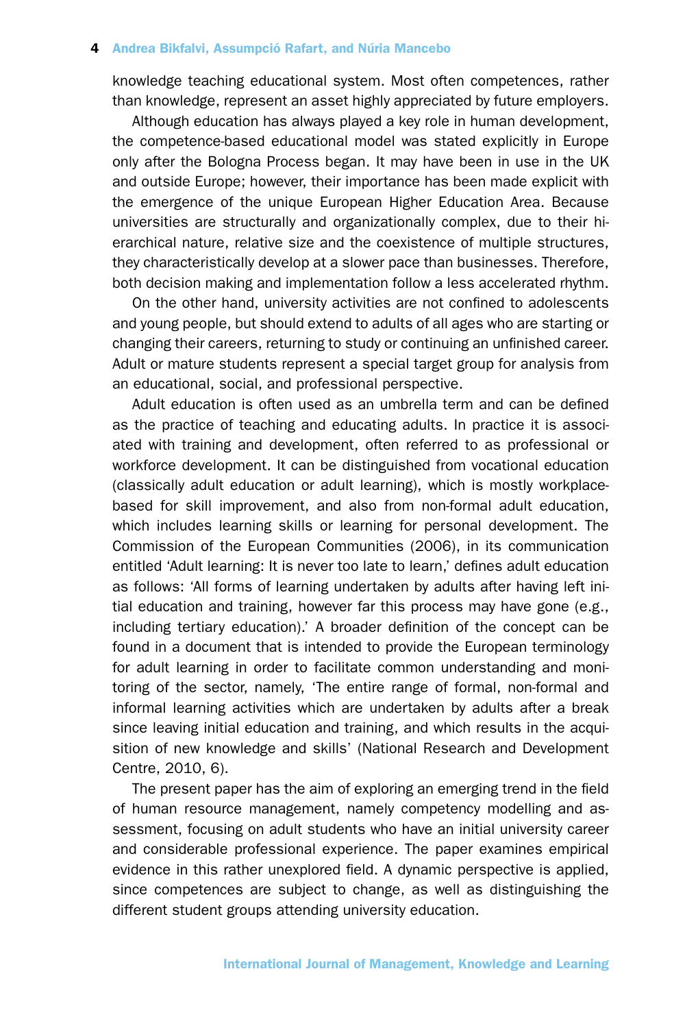knowledge teaching educational system. Most often competences, rather than knowledge, represent an asset highly appreciated by future employers.

Although education has always played a key role in human development, the competence-based educational model was stated explicitly in Europe only after the Bologna Process began. It may have been in use in the UK and outside Europe; however, their importance has been made explicit with the emergence of the unique European Higher Education Area. Because universities are structurally and organizationally complex, due to their hierarchical nature, relative size and the coexistence of multiple structures, they characteristically develop at a slower pace than businesses. Therefore, both decision making and implementation follow a less accelerated rhythm.

On the other hand, university activities are not confined to adolescents and young people, but should extend to adults of all ages who are starting or changing their careers, returning to study or continuing an unfinished career. Adult or mature students represent a special target group for analysis from an educational, social, and professional perspective.

Adult education is often used as an umbrella term and can be defined as the practice of teaching and educating adults. In practice it is associated with training and development, often referred to as professional or workforce development. It can be distinguished from vocational education (classically adult education or adult learning), which is mostly workplace-based for skill improvement, and also from non-formal adult education, which includes learning skills or learning for personal development. The Commission of the European Communities (2006), in its communication entitled 'Adult learning: It is never too late to learn,' defines adult education as follows: 'All forms of learning undertaken by adults after having left initial education and training, however far this process may have gone (e.g., including tertiary education).' A broader definition of the concept can be found in a document that is intended to provide the European terminology for adult learning in order to facilitate common understanding and monitoring of the sector, namely, 'The entire range of formal, non-formal and informal learning activities which are undertaken by adults after a break since leaving initial education and training, and which results in the acquisition of new knowledge and skills' (National Research and Development Centre, 2010, 6).

The present paper has the aim of exploring an emerging trend in the field of human resource management, namely competency modelling and assessment, focusing on adult students who have an initial university career and considerable professional experience. The paper examines empirical evidence in this rather unexplored field. A dynamic perspective is applied, since competences are subject to change, as well as distinguishing the different student groups attending university education.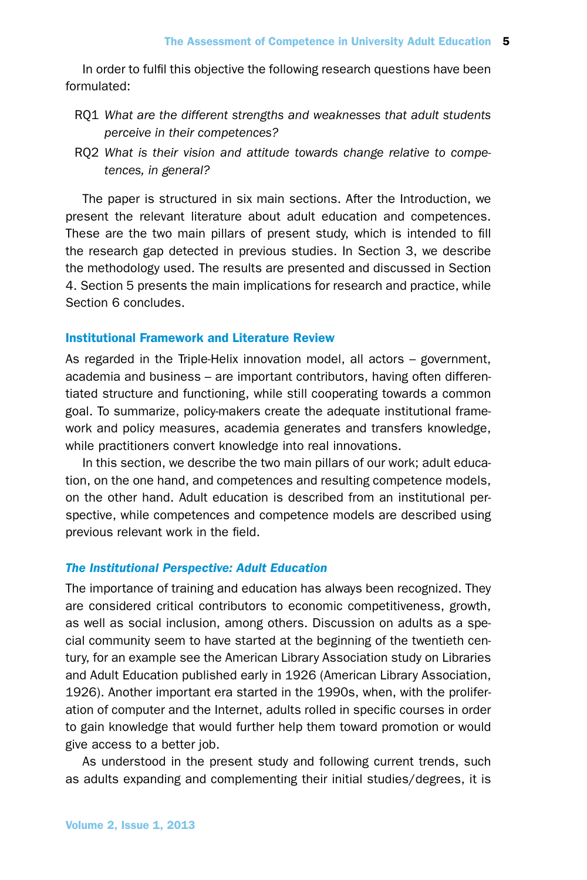In order to fulfil this objective the following research questions have been formulated:

- RQ1 *What are the different strengths and weaknesses that adult students perceive in their competences?*
- RQ2 *What is their vision and attitude towards change relative to competences, in general?*

The paper is structured in six main sections. After the Introduction, we present the relevant literature about adult education and competences. These are the two main pillars of present study, which is intended to fill the research gap detected in previous studies. In Section 3, we describe the methodology used. The results are presented and discussed in Section 4. Section 5 presents the main implications for research and practice, while Section 6 concludes.

## Institutional Framework and Literature Review

As regarded in the Triple-Helix innovation model, all actors – government, academia and business – are important contributors, having often differentiated structure and functioning, while still cooperating towards a common goal. To summarize, policy-makers create the adequate institutional framework and policy measures, academia generates and transfers knowledge, while practitioners convert knowledge into real innovations.

In this section, we describe the two main pillars of our work; adult education, on the one hand, and competences and resulting competence models, on the other hand. Adult education is described from an institutional perspective, while competences and competence models are described using previous relevant work in the field.

### *The Institutional Perspective: Adult Education*

The importance of training and education has always been recognized. They are considered critical contributors to economic competitiveness, growth, as well as social inclusion, among others. Discussion on adults as a special community seem to have started at the beginning of the twentieth century, for an example see the American Library Association study on Libraries and Adult Education published early in 1926 (American Library Association, 1926). Another important era started in the 1990s, when, with the proliferation of computer and the Internet, adults rolled in specific courses in order to gain knowledge that would further help them toward promotion or would give access to a better job.

As understood in the present study and following current trends, such as adults expanding and complementing their initial studies/degrees, it is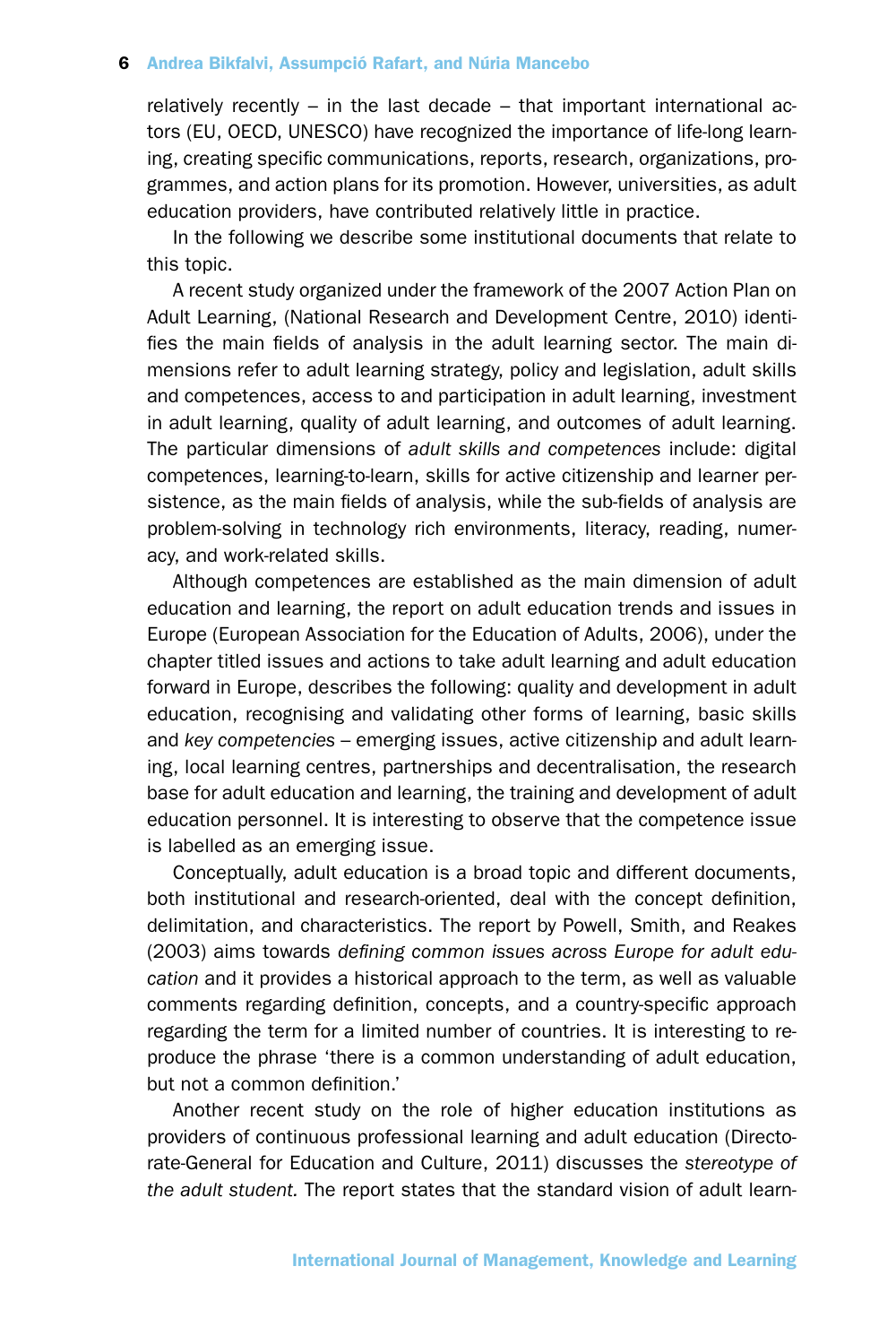relatively recently – in the last decade – that important international actors (EU, OECD, UNESCO) have recognized the importance of life-long learning, creating specific communications, reports, research, organizations, programmes, and action plans for its promotion. However, universities, as adult education providers, have contributed relatively little in practice.

In the following we describe some institutional documents that relate to this topic.

A recent study organized under the framework of the 2007 Action Plan on Adult Learning, (National Research and Development Centre, 2010) identifies the main fields of analysis in the adult learning sector. The main dimensions refer to adult learning strategy, policy and legislation, adult skills and competences, access to and participation in adult learning, investment in adult learning, quality of adult learning, and outcomes of adult learning. The particular dimensions of *adult skills and competences* include: digital competences, learning-to-learn, skills for active citizenship and learner persistence, as the main fields of analysis, while the sub-fields of analysis are problem-solving in technology rich environments, literacy, reading, numeracy, and work-related skills.

Although competences are established as the main dimension of adult education and learning, the report on adult education trends and issues in Europe (European Association for the Education of Adults, 2006), under the chapter titled issues and actions to take adult learning and adult education forward in Europe, describes the following: quality and development in adult education, recognising and validating other forms of learning, basic skills and *key competencies* – emerging issues, active citizenship and adult learning, local learning centres, partnerships and decentralisation, the research base for adult education and learning, the training and development of adult education personnel. It is interesting to observe that the competence issue is labelled as an emerging issue.

Conceptually, adult education is a broad topic and different documents, both institutional and research-oriented, deal with the concept definition, delimitation, and characteristics. The report by Powell, Smith, and Reakes (2003) aims towards *defining common issues across Europe for adult education* and it provides a historical approach to the term, as well as valuable comments regarding definition, concepts, and a country-specific approach regarding the term for a limited number of countries. It is interesting to reproduce the phrase 'there is a common understanding of adult education, but not a common definition.'

Another recent study on the role of higher education institutions as providers of continuous professional learning and adult education (Directorate-General for Education and Culture, 2011) discusses the *stereotype of the adult student.* The report states that the standard vision of adult learn-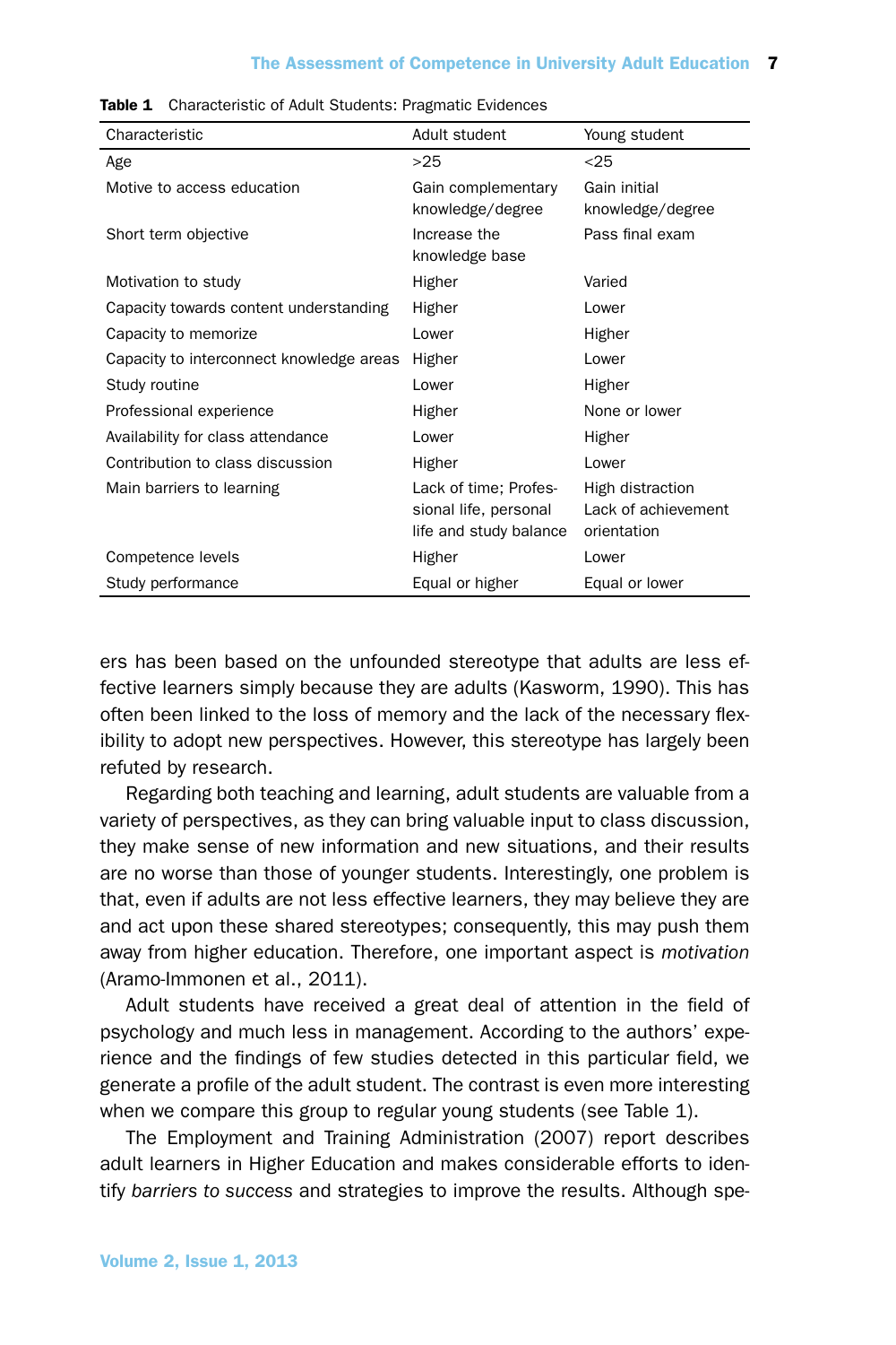**Table 1** Characteristic of Adult Students: Pragmatic Evidences

| Characteristic | Adult student | Young student |
|---|---|---|
| Age | >25 | <25 |
| Motive to access education | Gain complementary knowledge/degree | Gain initial knowledge/degree |
| Short term objective | Increase the knowledge base | Pass final exam |
| Motivation to study | Higher | Varied |
| Capacity towards content understanding | Higher | Lower |
| Capacity to memorize | Lower | Higher |
| Capacity to interconnect knowledge areas | Higher | Lower |
| Study routine | Lower | Higher |
| Professional experience | Higher | None or lower |
| Availability for class attendance | Lower | Higher |
| Contribution to class discussion | Higher | Lower |
| Main barriers to learning | Lack of time; Professional life, personal life and study balance | High distraction Lack of achievement orientation |
| Competence levels | Higher | Lower |
| Study performance | Equal or higher | Equal or lower |

ers has been based on the unfounded stereotype that adults are less effective learners simply because they are adults (Kasworm, 1990). This has often been linked to the loss of memory and the lack of the necessary flexibility to adopt new perspectives. However, this stereotype has largely been refuted by research.

Regarding both teaching and learning, adult students are valuable from a variety of perspectives, as they can bring valuable input to class discussion, they make sense of new information and new situations, and their results are no worse than those of younger students. Interestingly, one problem is that, even if adults are not less effective learners, they may believe they are and act upon these shared stereotypes; consequently, this may push them away from higher education. Therefore, one important aspect is *motivation* (Aramo-Immonen et al., 2011).

Adult students have received a great deal of attention in the field of psychology and much less in management. According to the authors' experience and the findings of few studies detected in this particular field, we generate a profile of the adult student. The contrast is even more interesting when we compare this group to regular young students (see Table 1).

The Employment and Training Administration (2007) report describes adult learners in Higher Education and makes considerable efforts to identify *barriers to success* and strategies to improve the results. Although spe-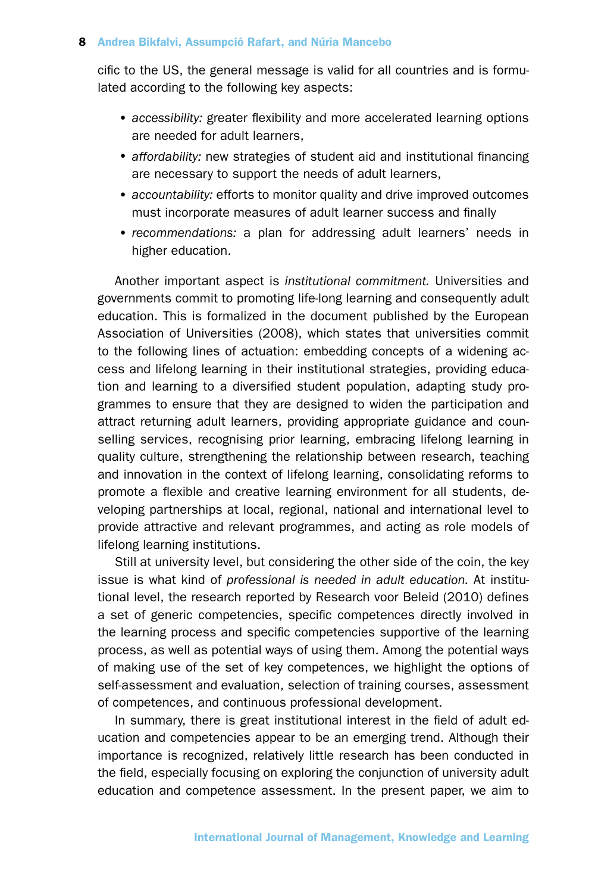cific to the US, the general message is valid for all countries and is formulated according to the following key aspects:

- *accessibility:* greater flexibility and more accelerated learning options are needed for adult learners,
- *affordability:* new strategies of student aid and institutional financing are necessary to support the needs of adult learners,
- *accountability:* efforts to monitor quality and drive improved outcomes must incorporate measures of adult learner success and finally
- *recommendations:* a plan for addressing adult learners' needs in higher education.

Another important aspect is *institutional commitment.* Universities and governments commit to promoting life-long learning and consequently adult education. This is formalized in the document published by the European Association of Universities (2008), which states that universities commit to the following lines of actuation: embedding concepts of a widening access and lifelong learning in their institutional strategies, providing education and learning to a diversified student population, adapting study programmes to ensure that they are designed to widen the participation and attract returning adult learners, providing appropriate guidance and counselling services, recognising prior learning, embracing lifelong learning in quality culture, strengthening the relationship between research, teaching and innovation in the context of lifelong learning, consolidating reforms to promote a flexible and creative learning environment for all students, developing partnerships at local, regional, national and international level to provide attractive and relevant programmes, and acting as role models of lifelong learning institutions.

Still at university level, but considering the other side of the coin, the key issue is what kind of *professional is needed in adult education.* At institutional level, the research reported by Research voor Beleid (2010) defines a set of generic competencies, specific competences directly involved in the learning process and specific competencies supportive of the learning process, as well as potential ways of using them. Among the potential ways of making use of the set of key competences, we highlight the options of self-assessment and evaluation, selection of training courses, assessment of competences, and continuous professional development.

In summary, there is great institutional interest in the field of adult education and competencies appear to be an emerging trend. Although their importance is recognized, relatively little research has been conducted in the field, especially focusing on exploring the conjunction of university adult education and competence assessment. In the present paper, we aim to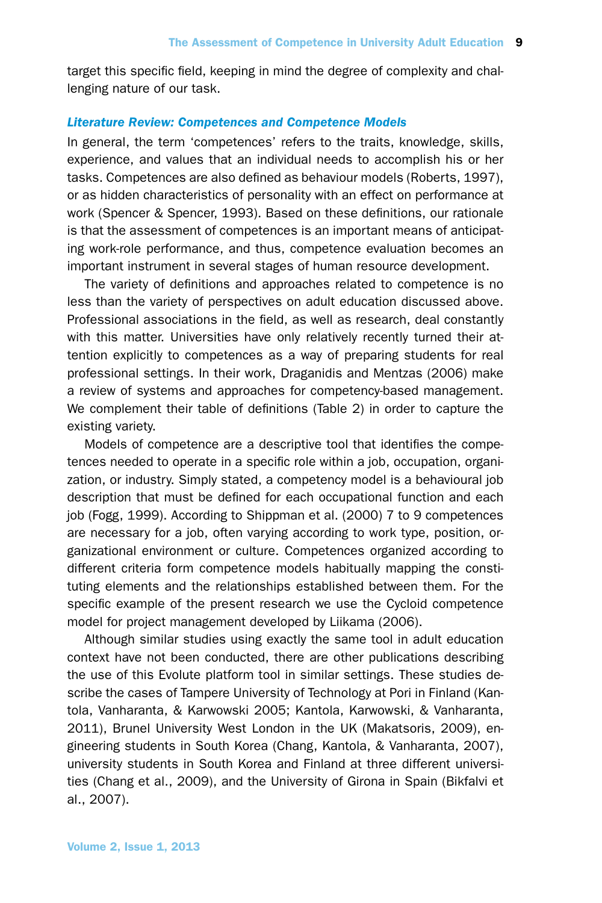target this specific field, keeping in mind the degree of complexity and challenging nature of our task.

### *Literature Review: Competences and Competence Models*

In general, the term 'competences' refers to the traits, knowledge, skills, experience, and values that an individual needs to accomplish his or her tasks. Competences are also defined as behaviour models (Roberts, 1997), or as hidden characteristics of personality with an effect on performance at work (Spencer & Spencer, 1993). Based on these definitions, our rationale is that the assessment of competences is an important means of anticipating work-role performance, and thus, competence evaluation becomes an important instrument in several stages of human resource development.

The variety of definitions and approaches related to competence is no less than the variety of perspectives on adult education discussed above. Professional associations in the field, as well as research, deal constantly with this matter. Universities have only relatively recently turned their attention explicitly to competences as a way of preparing students for real professional settings. In their work, Draganidis and Mentzas (2006) make a review of systems and approaches for competency-based management. We complement their table of definitions (Table 2) in order to capture the existing variety.

Models of competence are a descriptive tool that identifies the competences needed to operate in a specific role within a job, occupation, organization, or industry. Simply stated, a competency model is a behavioural job description that must be defined for each occupational function and each job (Fogg, 1999). According to Shippman et al. (2000) 7 to 9 competences are necessary for a job, often varying according to work type, position, organizational environment or culture. Competences organized according to different criteria form competence models habitually mapping the constituting elements and the relationships established between them. For the specific example of the present research we use the Cycloid competence model for project management developed by Liikama (2006).

Although similar studies using exactly the same tool in adult education context have not been conducted, there are other publications describing the use of this Evolute platform tool in similar settings. These studies describe the cases of Tampere University of Technology at Pori in Finland (Kantola, Vanharanta, & Karwowski 2005; Kantola, Karwowski, & Vanharanta, 2011), Brunel University West London in the UK (Makatsoris, 2009), engineering students in South Korea (Chang, Kantola, & Vanharanta, 2007), university students in South Korea and Finland at three different universities (Chang et al., 2009), and the University of Girona in Spain (Bikfalvi et al., 2007).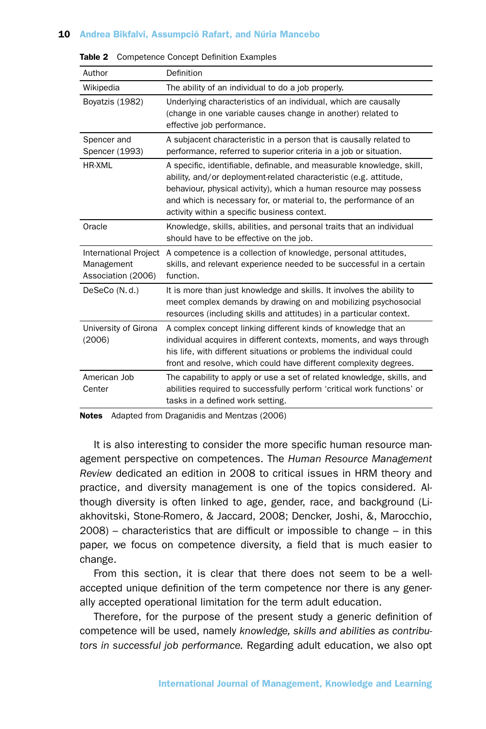**Table 2** Competence Concept Definition Examples

| Author | Definition |
|---|---|
| Wikipedia | The ability of an individual to do a job properly. |
| Boyatzis (1982) | Underlying characteristics of an individual, which are causally (change in one variable causes change in another) related to effective job performance. |
| Spencer and Spencer (1993) | A subjacent characteristic in a person that is causally related to performance, referred to superior criteria in a job or situation. |
| HR-XML | A specific, identifiable, definable, and measurable knowledge, skill, ability, and/or deployment-related characteristic (e.g. attitude, behaviour, physical activity), which a human resource may possess and which is necessary for, or material to, the performance of an activity within a specific business context. |
| Oracle | Knowledge, skills, abilities, and personal traits that an individual should have to be effective on the job. |
| International Project Management Association (2006) | A competence is a collection of knowledge, personal attitudes, skills, and relevant experience needed to be successful in a certain function. |
| DeSeCo (N. d.) | It is more than just knowledge and skills. It involves the ability to meet complex demands by drawing on and mobilizing psychosocial resources (including skills and attitudes) in a particular context. |
| University of Girona (2006) | A complex concept linking different kinds of knowledge that an individual acquires in different contexts, moments, and ways through his life, with different situations or problems the individual could front and resolve, which could have different complexity degrees. |
| American Job Center | The capability to apply or use a set of related knowledge, skills, and abilities required to successfully perform 'critical work functions' or tasks in a defined work setting. |

**Notes** Adapted from Draganidis and Mentzas (2006)

It is also interesting to consider the more specific human resource management perspective on competences. The *Human Resource Management Review* dedicated an edition in 2008 to critical issues in HRM theory and practice, and diversity management is one of the topics considered. Although diversity is often linked to age, gender, race, and background (Liakhovitski, Stone-Romero, & Jaccard, 2008; Dencker, Joshi, &, Marocchio, 2008) – characteristics that are difficult or impossible to change – in this paper, we focus on competence diversity, a field that is much easier to change.

From this section, it is clear that there does not seem to be a well-accepted unique definition of the term competence nor there is any generally accepted operational limitation for the term adult education.

Therefore, for the purpose of the present study a generic definition of competence will be used, namely *knowledge, skills and abilities as contributors in successful job performance.* Regarding adult education, we also opt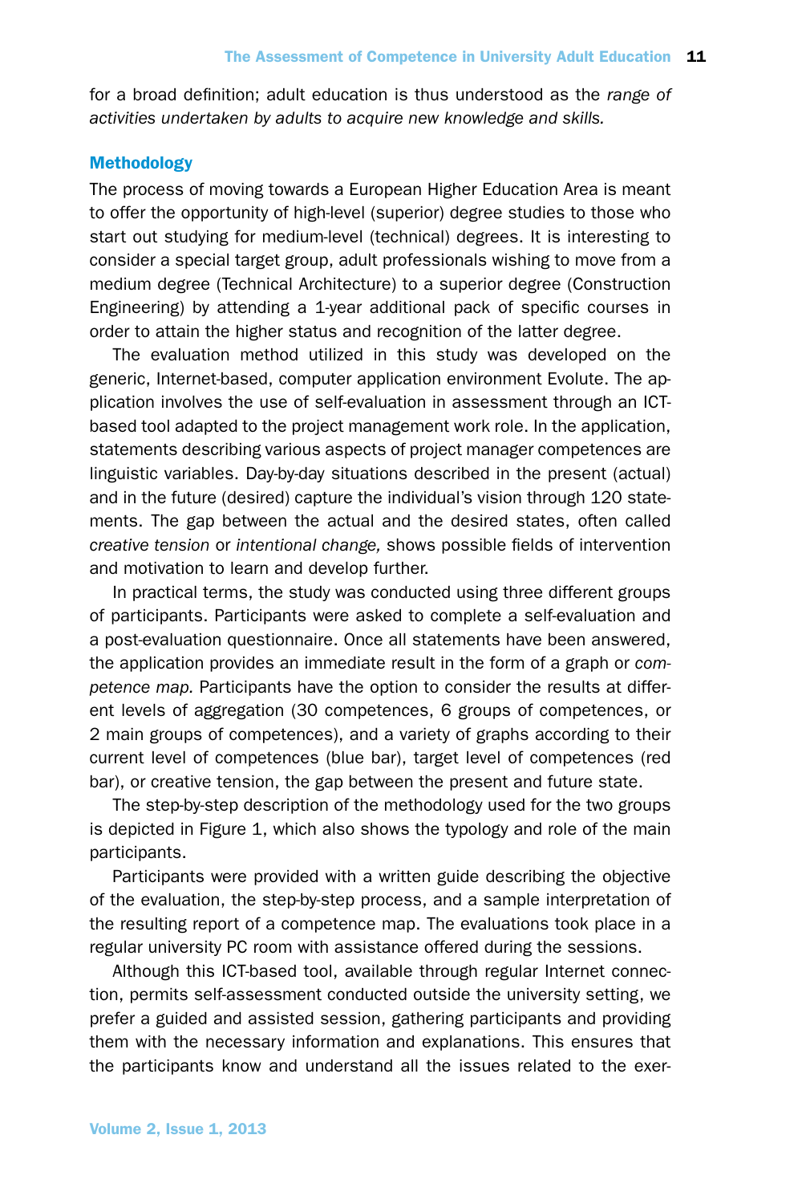for a broad definition; adult education is thus understood as the *range of activities undertaken by adults to acquire new knowledge and skills.*

## Methodology

The process of moving towards a European Higher Education Area is meant to offer the opportunity of high-level (superior) degree studies to those who start out studying for medium-level (technical) degrees. It is interesting to consider a special target group, adult professionals wishing to move from a medium degree (Technical Architecture) to a superior degree (Construction Engineering) by attending a 1-year additional pack of specific courses in order to attain the higher status and recognition of the latter degree.

The evaluation method utilized in this study was developed on the generic, Internet-based, computer application environment Evolute. The application involves the use of self-evaluation in assessment through an ICT-based tool adapted to the project management work role. In the application, statements describing various aspects of project manager competences are linguistic variables. Day-by-day situations described in the present (actual) and in the future (desired) capture the individual's vision through 120 statements. The gap between the actual and the desired states, often called *creative tension* or *intentional change,* shows possible fields of intervention and motivation to learn and develop further.

In practical terms, the study was conducted using three different groups of participants. Participants were asked to complete a self-evaluation and a post-evaluation questionnaire. Once all statements have been answered, the application provides an immediate result in the form of a graph or *competence map.* Participants have the option to consider the results at different levels of aggregation (30 competences, 6 groups of competences, or 2 main groups of competences), and a variety of graphs according to their current level of competences (blue bar), target level of competences (red bar), or creative tension, the gap between the present and future state.

The step-by-step description of the methodology used for the two groups is depicted in Figure 1, which also shows the typology and role of the main participants.

Participants were provided with a written guide describing the objective of the evaluation, the step-by-step process, and a sample interpretation of the resulting report of a competence map. The evaluations took place in a regular university PC room with assistance offered during the sessions.

Although this ICT-based tool, available through regular Internet connection, permits self-assessment conducted outside the university setting, we prefer a guided and assisted session, gathering participants and providing them with the necessary information and explanations. This ensures that the participants know and understand all the issues related to the exer-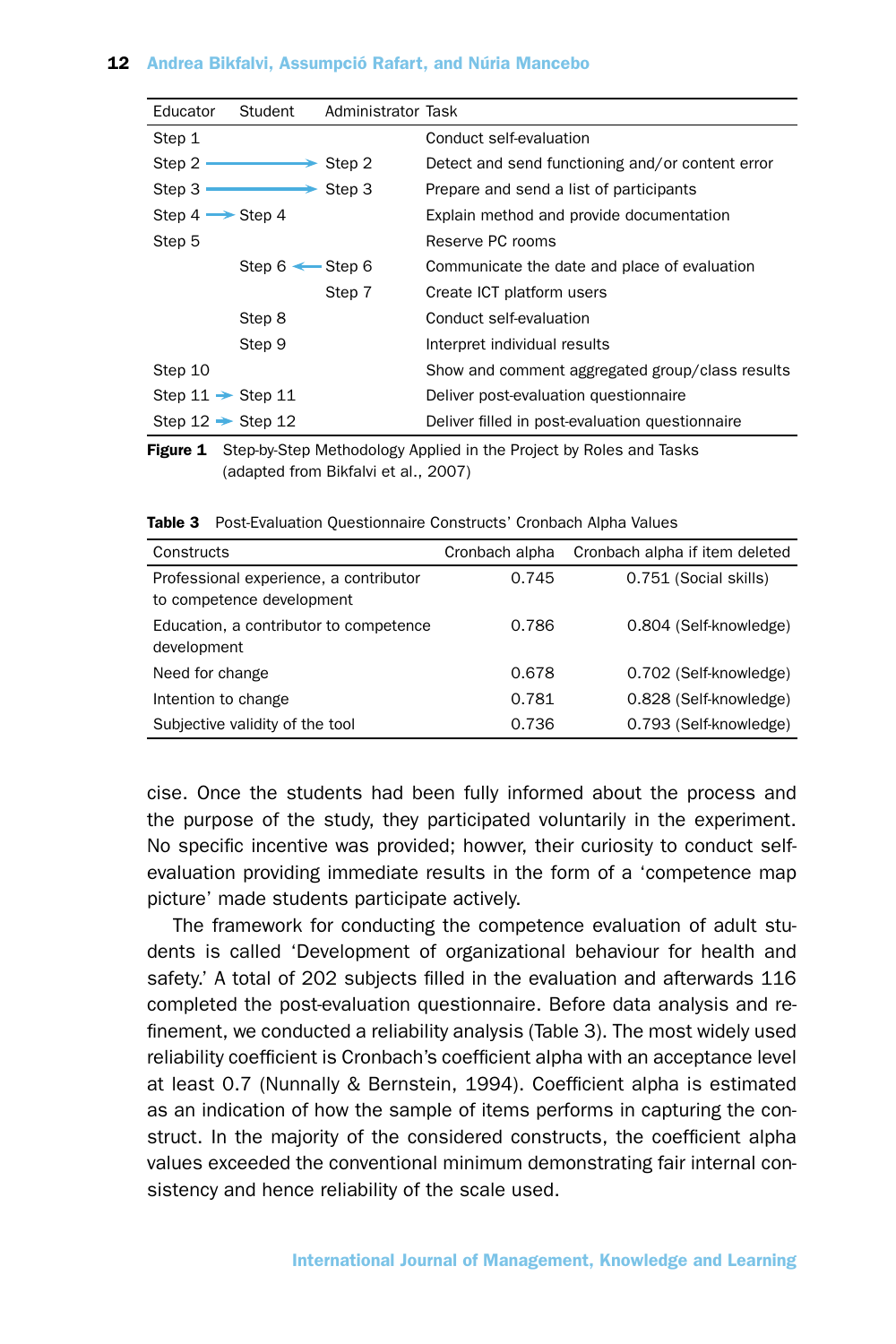| Educator | Student | Administrator | Task |
|---|---|---|---|
| Step 1 | | | Conduct self-evaluation |
| Step 2 → | | Step 2 | Detect and send functioning and/or content error |
| Step 3 → | | Step 3 | Prepare and send a list of participants |
| Step 4 → | Step 4 | | Explain method and provide documentation |
| Step 5 | | | Reserve PC rooms |
| | Step 6 ← | Step 6 | Communicate the date and place of evaluation |
| | | Step 7 | Create ICT platform users |
| | Step 8 | | Conduct self-evaluation |
| | Step 9 | | Interpret individual results |
| Step 10 | | | Show and comment aggregated group/class results |
| Step 11 → | Step 11 | | Deliver post-evaluation questionnaire |
| Step 12 → | Step 12 | | Deliver filled in post-evaluation questionnaire |

**Figure 1** Step-by-Step Methodology Applied in the Project by Roles and Tasks (adapted from Bikfalvi et al., 2007)

**Table 3** Post-Evaluation Questionnaire Constructs' Cronbach Alpha Values

| Constructs | Cronbach alpha | Cronbach alpha if item deleted |
|---|---|---|
| Professional experience, a contributor to competence development | 0.745 | 0.751 (Social skills) |
| Education, a contributor to competence development | 0.786 | 0.804 (Self-knowledge) |
| Need for change | 0.678 | 0.702 (Self-knowledge) |
| Intention to change | 0.781 | 0.828 (Self-knowledge) |
| Subjective validity of the tool | 0.736 | 0.793 (Self-knowledge) |

cise. Once the students had been fully informed about the process and the purpose of the study, they participated voluntarily in the experiment. No specific incentive was provided; howver, their curiosity to conduct self-evaluation providing immediate results in the form of a 'competence map picture' made students participate actively.

The framework for conducting the competence evaluation of adult students is called 'Development of organizational behaviour for health and safety.' A total of 202 subjects filled in the evaluation and afterwards 116 completed the post-evaluation questionnaire. Before data analysis and refinement, we conducted a reliability analysis (Table 3). The most widely used reliability coefficient is Cronbach's coefficient alpha with an acceptance level at least 0.7 (Nunnally & Bernstein, 1994). Coefficient alpha is estimated as an indication of how the sample of items performs in capturing the construct. In the majority of the considered constructs, the coefficient alpha values exceeded the conventional minimum demonstrating fair internal consistency and hence reliability of the scale used.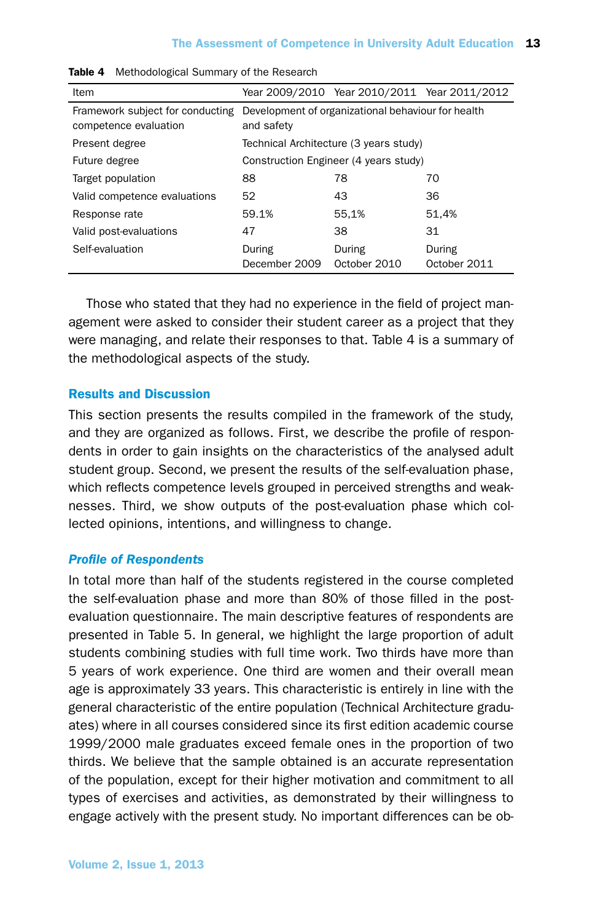**Table 4** Methodological Summary of the Research

| Item | Year 2009/2010 | Year 2010/2011 | Year 2011/2012 |
|---|---|---|---|
| Framework subject for conducting competence evaluation | Development of organizational behaviour for health and safety | | |
| Present degree | Technical Architecture (3 years study) | | |
| Future degree | Construction Engineer (4 years study) | | |
| Target population | 88 | 78 | 70 |
| Valid competence evaluations | 52 | 43 | 36 |
| Response rate | 59.1% | 55,1% | 51,4% |
| Valid post-evaluations | 47 | 38 | 31 |
| Self-evaluation | During December 2009 | During October 2010 | During October 2011 |

Those who stated that they had no experience in the field of project management were asked to consider their student career as a project that they were managing, and relate their responses to that. Table 4 is a summary of the methodological aspects of the study.

## Results and Discussion

This section presents the results compiled in the framework of the study, and they are organized as follows. First, we describe the profile of respondents in order to gain insights on the characteristics of the analysed adult student group. Second, we present the results of the self-evaluation phase, which reflects competence levels grouped in perceived strengths and weaknesses. Third, we show outputs of the post-evaluation phase which collected opinions, intentions, and willingness to change.

### *Profile of Respondents*

In total more than half of the students registered in the course completed the self-evaluation phase and more than 80% of those filled in the post-evaluation questionnaire. The main descriptive features of respondents are presented in Table 5. In general, we highlight the large proportion of adult students combining studies with full time work. Two thirds have more than 5 years of work experience. One third are women and their overall mean age is approximately 33 years. This characteristic is entirely in line with the general characteristic of the entire population (Technical Architecture graduates) where in all courses considered since its first edition academic course 1999/2000 male graduates exceed female ones in the proportion of two thirds. We believe that the sample obtained is an accurate representation of the population, except for their higher motivation and commitment to all types of exercises and activities, as demonstrated by their willingness to engage actively with the present study. No important differences can be ob-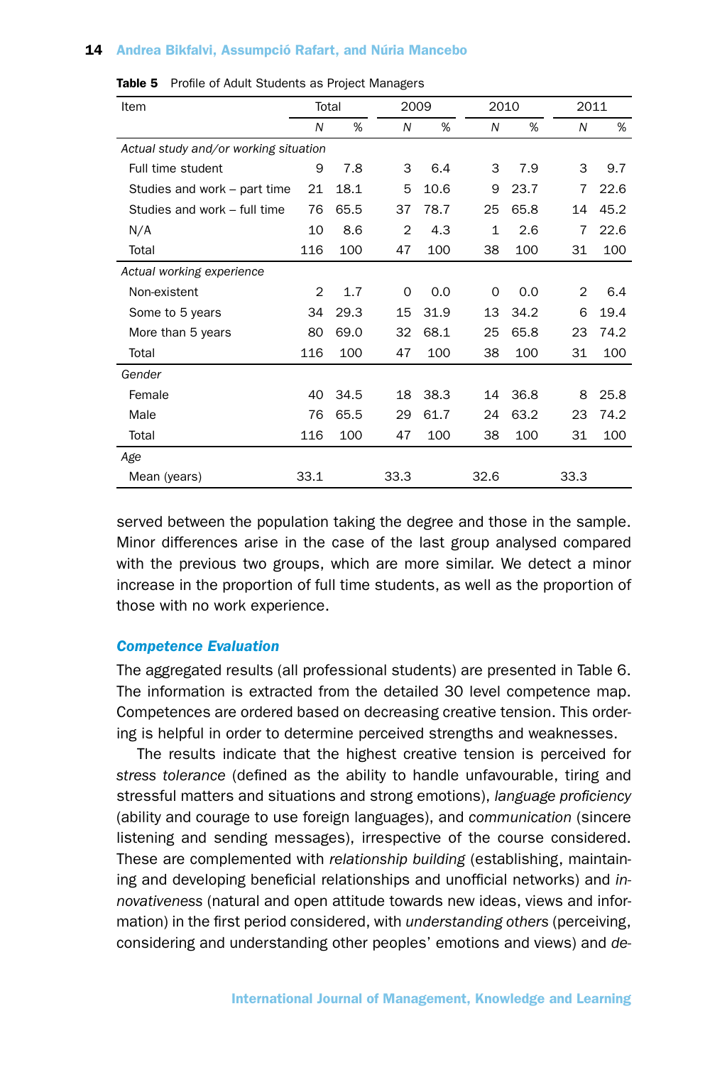**Table 5** Profile of Adult Students as Project Managers

| Item | Total | | 2009 | | 2010 | | 2011 | |
|---|---|---|---|---|---|---|---|---|
| | *N* | % | *N* | % | *N* | % | *N* | % |
| *Actual study and/or working situation* | | | | | | | | |
| Full time student | 9 | 7.8 | 3 | 6.4 | 3 | 7.9 | 3 | 9.7 |
| Studies and work – part time | 21 | 18.1 | 5 | 10.6 | 9 | 23.7 | 7 | 22.6 |
| Studies and work – full time | 76 | 65.5 | 37 | 78.7 | 25 | 65.8 | 14 | 45.2 |
| N/A | 10 | 8.6 | 2 | 4.3 | 1 | 2.6 | 7 | 22.6 |
| Total | 116 | 100 | 47 | 100 | 38 | 100 | 31 | 100 |
| *Actual working experience* | | | | | | | | |
| Non-existent | 2 | 1.7 | 0 | 0.0 | 0 | 0.0 | 2 | 6.4 |
| Some to 5 years | 34 | 29.3 | 15 | 31.9 | 13 | 34.2 | 6 | 19.4 |
| More than 5 years | 80 | 69.0 | 32 | 68.1 | 25 | 65.8 | 23 | 74.2 |
| Total | 116 | 100 | 47 | 100 | 38 | 100 | 31 | 100 |
| *Gender* | | | | | | | | |
| Female | 40 | 34.5 | 18 | 38.3 | 14 | 36.8 | 8 | 25.8 |
| Male | 76 | 65.5 | 29 | 61.7 | 24 | 63.2 | 23 | 74.2 |
| Total | 116 | 100 | 47 | 100 | 38 | 100 | 31 | 100 |
| *Age* | | | | | | | | |
| Mean (years) | 33.1 | | 33.3 | | 32.6 | | 33.3 | |

served between the population taking the degree and those in the sample. Minor differences arise in the case of the last group analysed compared with the previous two groups, which are more similar. We detect a minor increase in the proportion of full time students, as well as the proportion of those with no work experience.

### Competence Evaluation

The aggregated results (all professional students) are presented in Table 6. The information is extracted from the detailed 30 level competence map. Competences are ordered based on decreasing creative tension. This ordering is helpful in order to determine perceived strengths and weaknesses.

The results indicate that the highest creative tension is perceived for *stress tolerance* (defined as the ability to handle unfavourable, tiring and stressful matters and situations and strong emotions), *language proficiency* (ability and courage to use foreign languages), and *communication* (sincere listening and sending messages), irrespective of the course considered. These are complemented with *relationship building* (establishing, maintaining and developing beneficial relationships and unofficial networks) and *innovativeness* (natural and open attitude towards new ideas, views and information) in the first period considered, with *understanding others* (perceiving, considering and understanding other peoples' emotions and views) and *de-*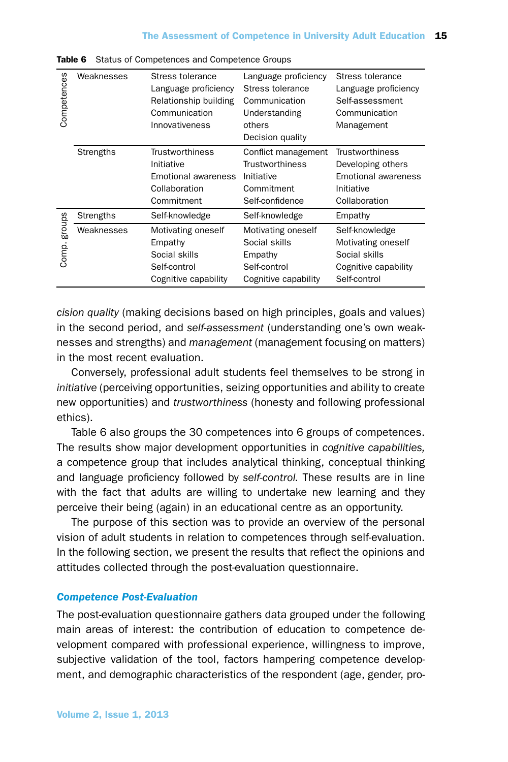Table 6 Status of Competences and Competence Groups

| | | | | |
|---|---|---|---|---|
| Competences | Weaknesses | Stress tolerance<br>Language proficiency<br>Relationship building<br>Communication<br>Innovativeness | Language proficiency<br>Stress tolerance<br>Communication<br>Understanding others<br>Decision quality | Stress tolerance<br>Language proficiency<br>Self-assessment<br>Communication<br>Management |
| | Strengths | Trustworthiness<br>Initiative<br>Emotional awareness<br>Collaboration<br>Commitment | Conflict management<br>Trustworthiness<br>Initiative<br>Commitment<br>Self-confidence | Trustworthiness<br>Developing others<br>Emotional awareness<br>Initiative<br>Collaboration |
| Comp. groups | Strengths | Self-knowledge | Self-knowledge | Empathy |
| | Weaknesses | Motivating oneself<br>Empathy<br>Social skills<br>Self-control<br>Cognitive capability | Motivating oneself<br>Social skills<br>Empathy<br>Self-control<br>Cognitive capability | Self-knowledge<br>Motivating oneself<br>Social skills<br>Cognitive capability<br>Self-control |

*cision quality* (making decisions based on high principles, goals and values) in the second period, and *self-assessment* (understanding one's own weaknesses and strengths) and *management* (management focusing on matters) in the most recent evaluation.

Conversely, professional adult students feel themselves to be strong in *initiative* (perceiving opportunities, seizing opportunities and ability to create new opportunities) and *trustworthiness* (honesty and following professional ethics).

Table 6 also groups the 30 competences into 6 groups of competences. The results show major development opportunities in *cognitive capabilities,* a competence group that includes analytical thinking, conceptual thinking and language proficiency followed by *self-control.* These results are in line with the fact that adults are willing to undertake new learning and they perceive their being (again) in an educational centre as an opportunity.

The purpose of this section was to provide an overview of the personal vision of adult students in relation to competences through self-evaluation. In the following section, we present the results that reflect the opinions and attitudes collected through the post-evaluation questionnaire.

### *Competence Post-Evaluation*

The post-evaluation questionnaire gathers data grouped under the following main areas of interest: the contribution of education to competence development compared with professional experience, willingness to improve, subjective validation of the tool, factors hampering competence development, and demographic characteristics of the respondent (age, gender, pro-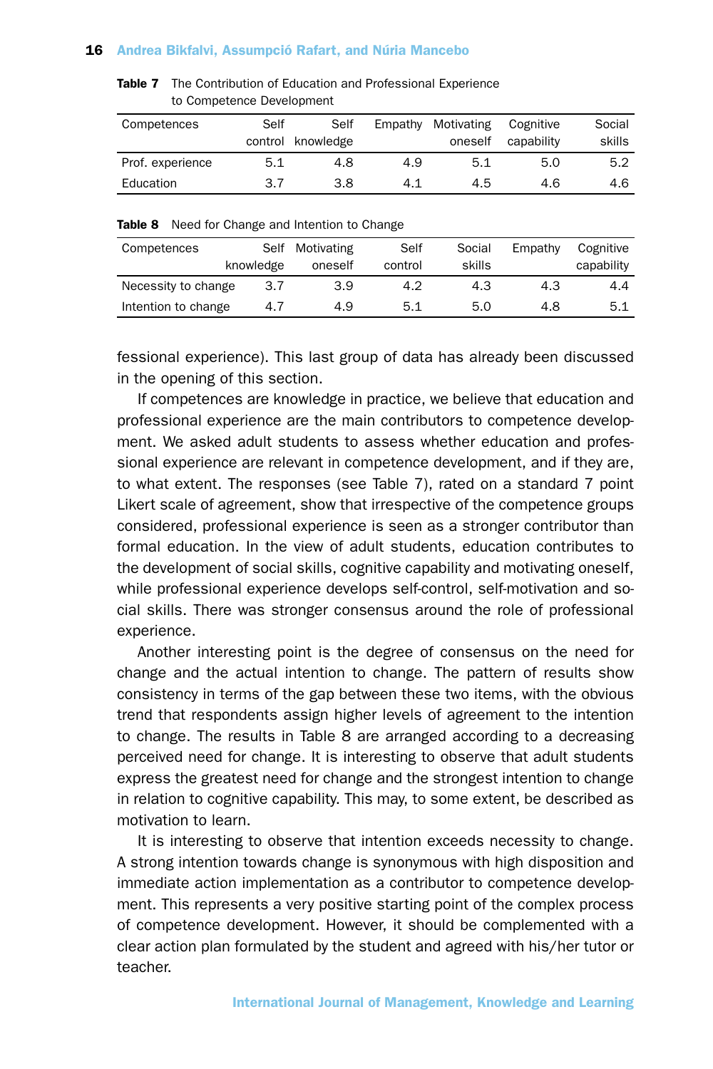**Table 7** The Contribution of Education and Professional Experience to Competence Development

| Competences | Self control | Self knowledge | Empathy | Motivating oneself | Cognitive capability | Social skills |
|---|---|---|---|---|---|---|
| Prof. experience | 5.1 | 4.8 | 4.9 | 5.1 | 5.0 | 5.2 |
| Education | 3.7 | 3.8 | 4.1 | 4.5 | 4.6 | 4.6 |

**Table 8** Need for Change and Intention to Change

| Competences | Self knowledge | Motivating oneself | Self control | Social skills | Empathy | Cognitive capability |
|---|---|---|---|---|---|---|
| Necessity to change | 3.7 | 3.9 | 4.2 | 4.3 | 4.3 | 4.4 |
| Intention to change | 4.7 | 4.9 | 5.1 | 5.0 | 4.8 | 5.1 |

fessional experience). This last group of data has already been discussed in the opening of this section.

If competences are knowledge in practice, we believe that education and professional experience are the main contributors to competence development. We asked adult students to assess whether education and professional experience are relevant in competence development, and if they are, to what extent. The responses (see Table 7), rated on a standard 7 point Likert scale of agreement, show that irrespective of the competence groups considered, professional experience is seen as a stronger contributor than formal education. In the view of adult students, education contributes to the development of social skills, cognitive capability and motivating oneself, while professional experience develops self-control, self-motivation and social skills. There was stronger consensus around the role of professional experience.

Another interesting point is the degree of consensus on the need for change and the actual intention to change. The pattern of results show consistency in terms of the gap between these two items, with the obvious trend that respondents assign higher levels of agreement to the intention to change. The results in Table 8 are arranged according to a decreasing perceived need for change. It is interesting to observe that adult students express the greatest need for change and the strongest intention to change in relation to cognitive capability. This may, to some extent, be described as motivation to learn.

It is interesting to observe that intention exceeds necessity to change. A strong intention towards change is synonymous with high disposition and immediate action implementation as a contributor to competence development. This represents a very positive starting point of the complex process of competence development. However, it should be complemented with a clear action plan formulated by the student and agreed with his/her tutor or teacher.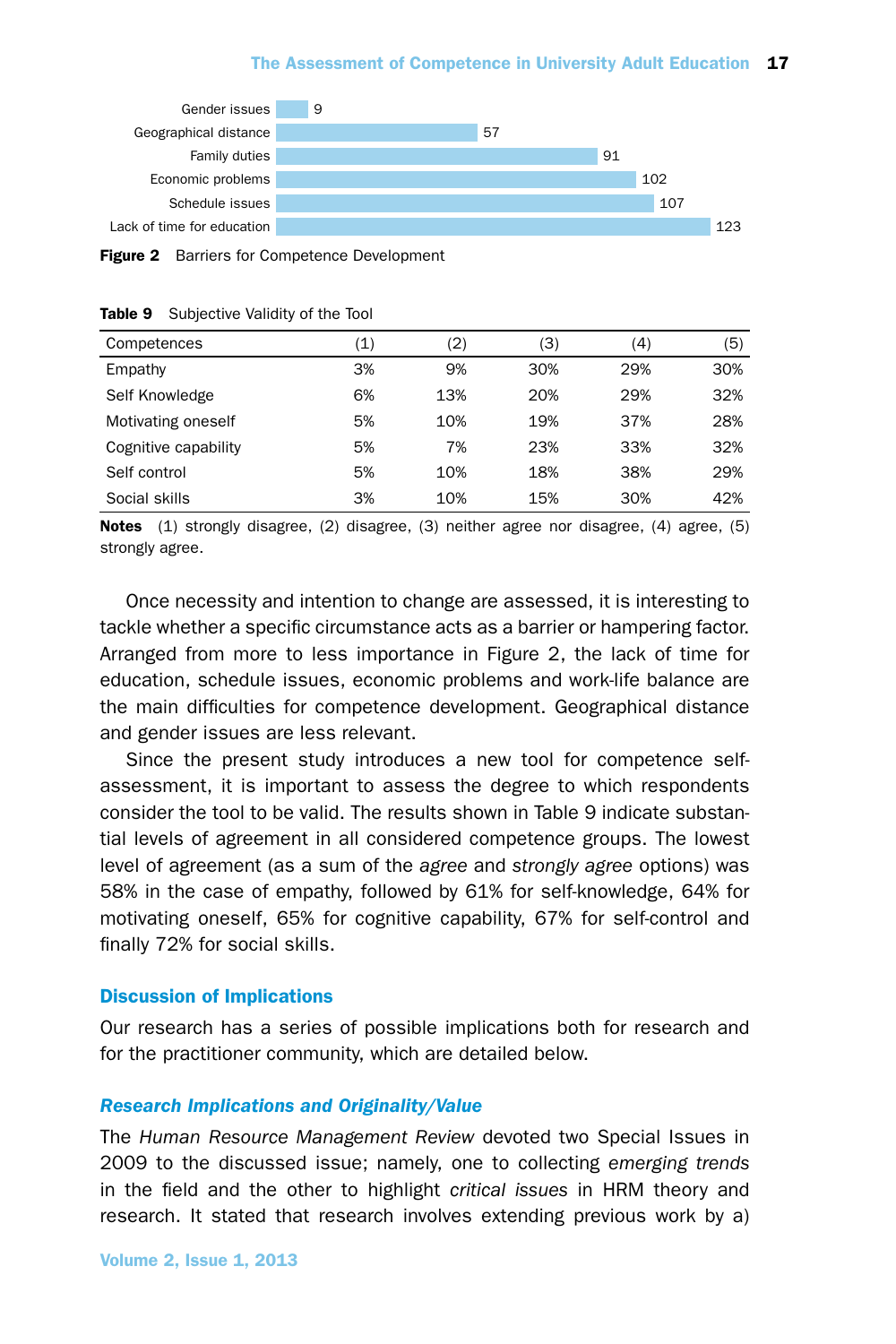| Barrier | Value |
|---|---|
| Gender issues | 9 |
| Geographical distance | 57 |
| Family duties | 91 |
| Economic problems | 102 |
| Schedule issues | 107 |
| Lack of time for education | 123 |

**Figure 2** Barriers for Competence Development

**Table 9** Subjective Validity of the Tool

| Competences | (1) | (2) | (3) | (4) | (5) |
|---|---|---|---|---|---|
| Empathy | 3% | 9% | 30% | 29% | 30% |
| Self Knowledge | 6% | 13% | 20% | 29% | 32% |
| Motivating oneself | 5% | 10% | 19% | 37% | 28% |
| Cognitive capability | 5% | 7% | 23% | 33% | 32% |
| Self control | 5% | 10% | 18% | 38% | 29% |
| Social skills | 3% | 10% | 15% | 30% | 42% |

**Notes** (1) strongly disagree, (2) disagree, (3) neither agree nor disagree, (4) agree, (5) strongly agree.

Once necessity and intention to change are assessed, it is interesting to tackle whether a specific circumstance acts as a barrier or hampering factor. Arranged from more to less importance in Figure 2, the lack of time for education, schedule issues, economic problems and work-life balance are the main difficulties for competence development. Geographical distance and gender issues are less relevant.

Since the present study introduces a new tool for competence self-assessment, it is important to assess the degree to which respondents consider the tool to be valid. The results shown in Table 9 indicate substantial levels of agreement in all considered competence groups. The lowest level of agreement (as a sum of the *agree* and *strongly agree* options) was 58% in the case of empathy, followed by 61% for self-knowledge, 64% for motivating oneself, 65% for cognitive capability, 67% for self-control and finally 72% for social skills.

## Discussion of Implications

Our research has a series of possible implications both for research and for the practitioner community, which are detailed below.

### *Research Implications and Originality/Value*

The *Human Resource Management Review* devoted two Special Issues in 2009 to the discussed issue; namely, one to collecting *emerging trends* in the field and the other to highlight *critical issues* in HRM theory and research. It stated that research involves extending previous work by a)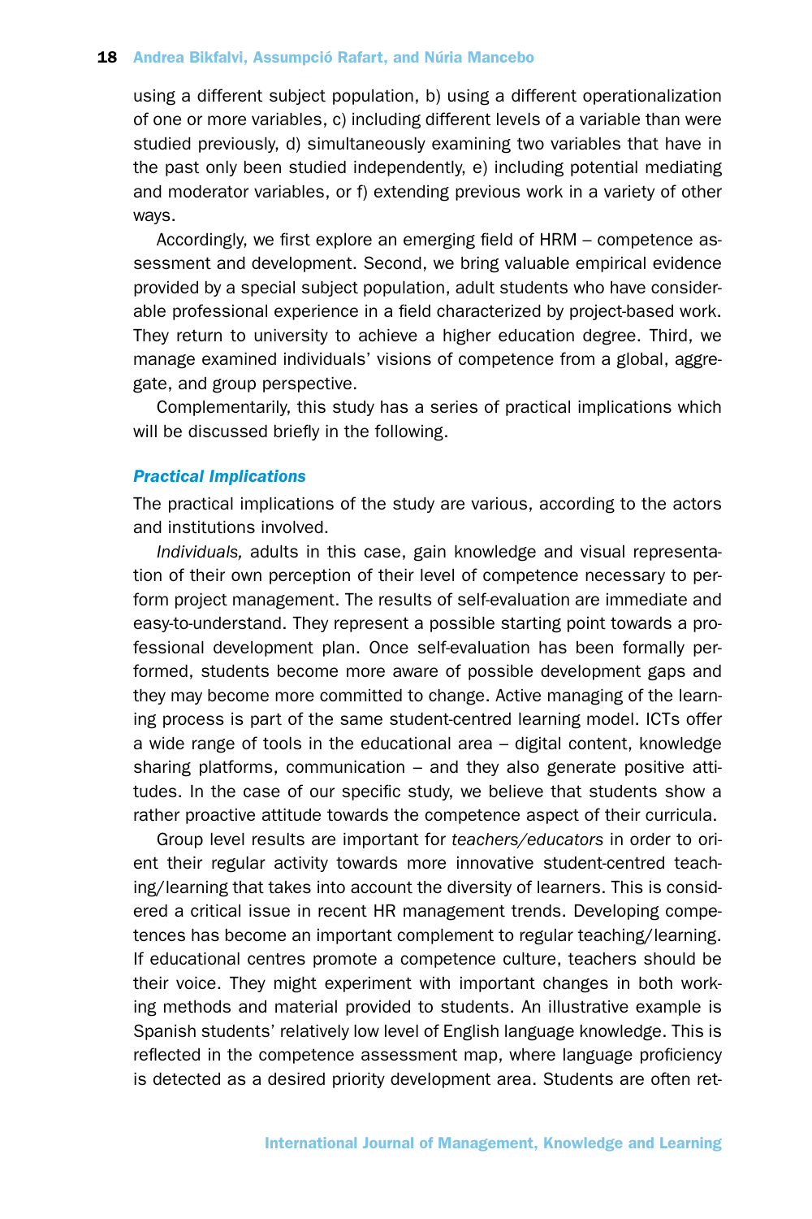using a different subject population, b) using a different operationalization of one or more variables, c) including different levels of a variable than were studied previously, d) simultaneously examining two variables that have in the past only been studied independently, e) including potential mediating and moderator variables, or f) extending previous work in a variety of other ways.

Accordingly, we first explore an emerging field of HRM – competence assessment and development. Second, we bring valuable empirical evidence provided by a special subject population, adult students who have considerable professional experience in a field characterized by project-based work. They return to university to achieve a higher education degree. Third, we manage examined individuals' visions of competence from a global, aggregate, and group perspective.

Complementarily, this study has a series of practical implications which will be discussed briefly in the following.

### *Practical Implications*

The practical implications of the study are various, according to the actors and institutions involved.

*Individuals,* adults in this case, gain knowledge and visual representation of their own perception of their level of competence necessary to perform project management. The results of self-evaluation are immediate and easy-to-understand. They represent a possible starting point towards a professional development plan. Once self-evaluation has been formally performed, students become more aware of possible development gaps and they may become more committed to change. Active managing of the learning process is part of the same student-centred learning model. ICTs offer a wide range of tools in the educational area – digital content, knowledge sharing platforms, communication – and they also generate positive attitudes. In the case of our specific study, we believe that students show a rather proactive attitude towards the competence aspect of their curricula.

Group level results are important for *teachers/educators* in order to orient their regular activity towards more innovative student-centred teaching/learning that takes into account the diversity of learners. This is considered a critical issue in recent HR management trends. Developing competences has become an important complement to regular teaching/learning. If educational centres promote a competence culture, teachers should be their voice. They might experiment with important changes in both working methods and material provided to students. An illustrative example is Spanish students' relatively low level of English language knowledge. This is reflected in the competence assessment map, where language proficiency is detected as a desired priority development area. Students are often ret-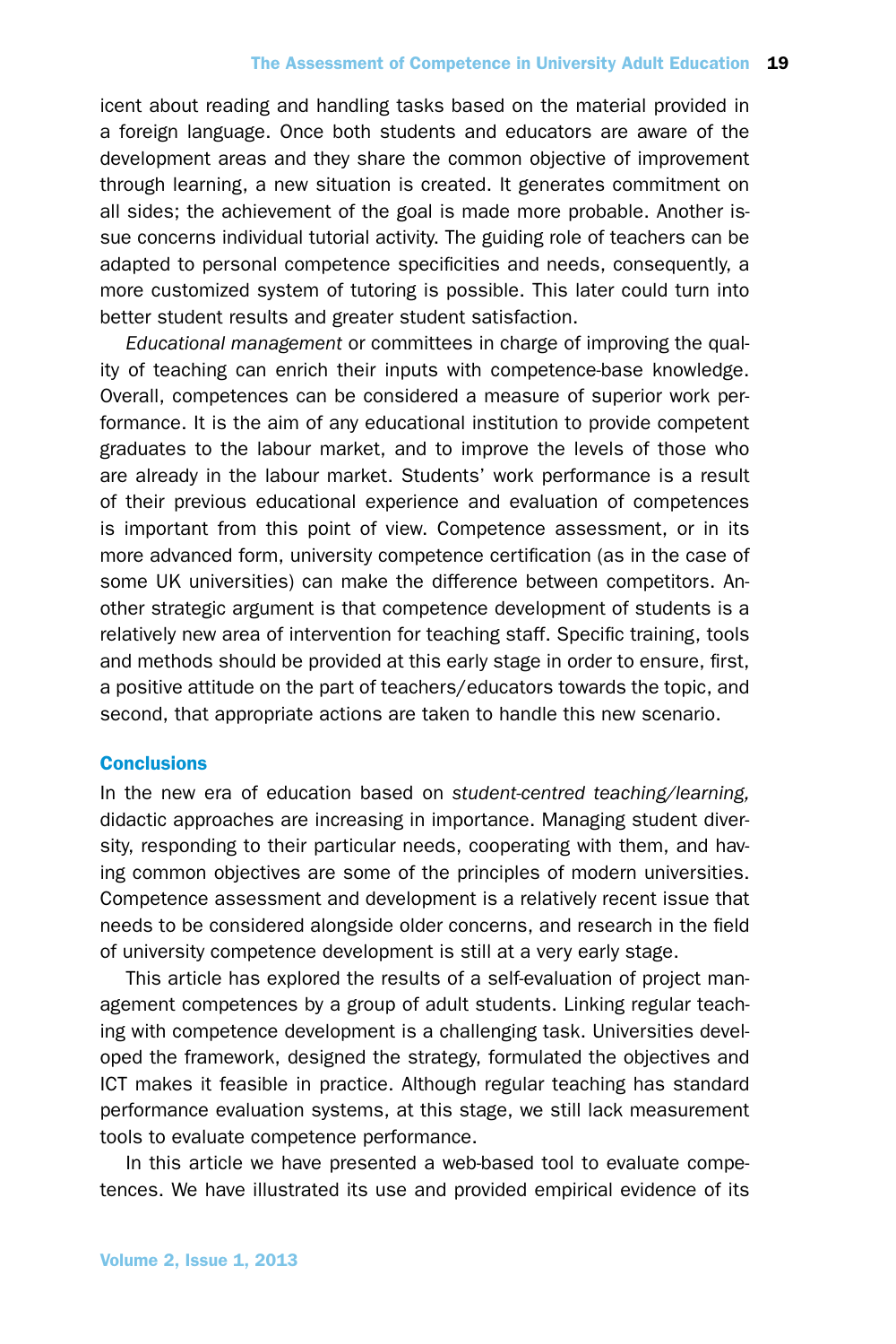icent about reading and handling tasks based on the material provided in a foreign language. Once both students and educators are aware of the development areas and they share the common objective of improvement through learning, a new situation is created. It generates commitment on all sides; the achievement of the goal is made more probable. Another issue concerns individual tutorial activity. The guiding role of teachers can be adapted to personal competence specificities and needs, consequently, a more customized system of tutoring is possible. This later could turn into better student results and greater student satisfaction.

*Educational management* or committees in charge of improving the quality of teaching can enrich their inputs with competence-base knowledge. Overall, competences can be considered a measure of superior work performance. It is the aim of any educational institution to provide competent graduates to the labour market, and to improve the levels of those who are already in the labour market. Students' work performance is a result of their previous educational experience and evaluation of competences is important from this point of view. Competence assessment, or in its more advanced form, university competence certification (as in the case of some UK universities) can make the difference between competitors. Another strategic argument is that competence development of students is a relatively new area of intervention for teaching staff. Specific training, tools and methods should be provided at this early stage in order to ensure, first, a positive attitude on the part of teachers/educators towards the topic, and second, that appropriate actions are taken to handle this new scenario.

## Conclusions

In the new era of education based on *student-centred teaching/learning,* didactic approaches are increasing in importance. Managing student diversity, responding to their particular needs, cooperating with them, and having common objectives are some of the principles of modern universities. Competence assessment and development is a relatively recent issue that needs to be considered alongside older concerns, and research in the field of university competence development is still at a very early stage.

This article has explored the results of a self-evaluation of project management competences by a group of adult students. Linking regular teaching with competence development is a challenging task. Universities developed the framework, designed the strategy, formulated the objectives and ICT makes it feasible in practice. Although regular teaching has standard performance evaluation systems, at this stage, we still lack measurement tools to evaluate competence performance.

In this article we have presented a web-based tool to evaluate competences. We have illustrated its use and provided empirical evidence of its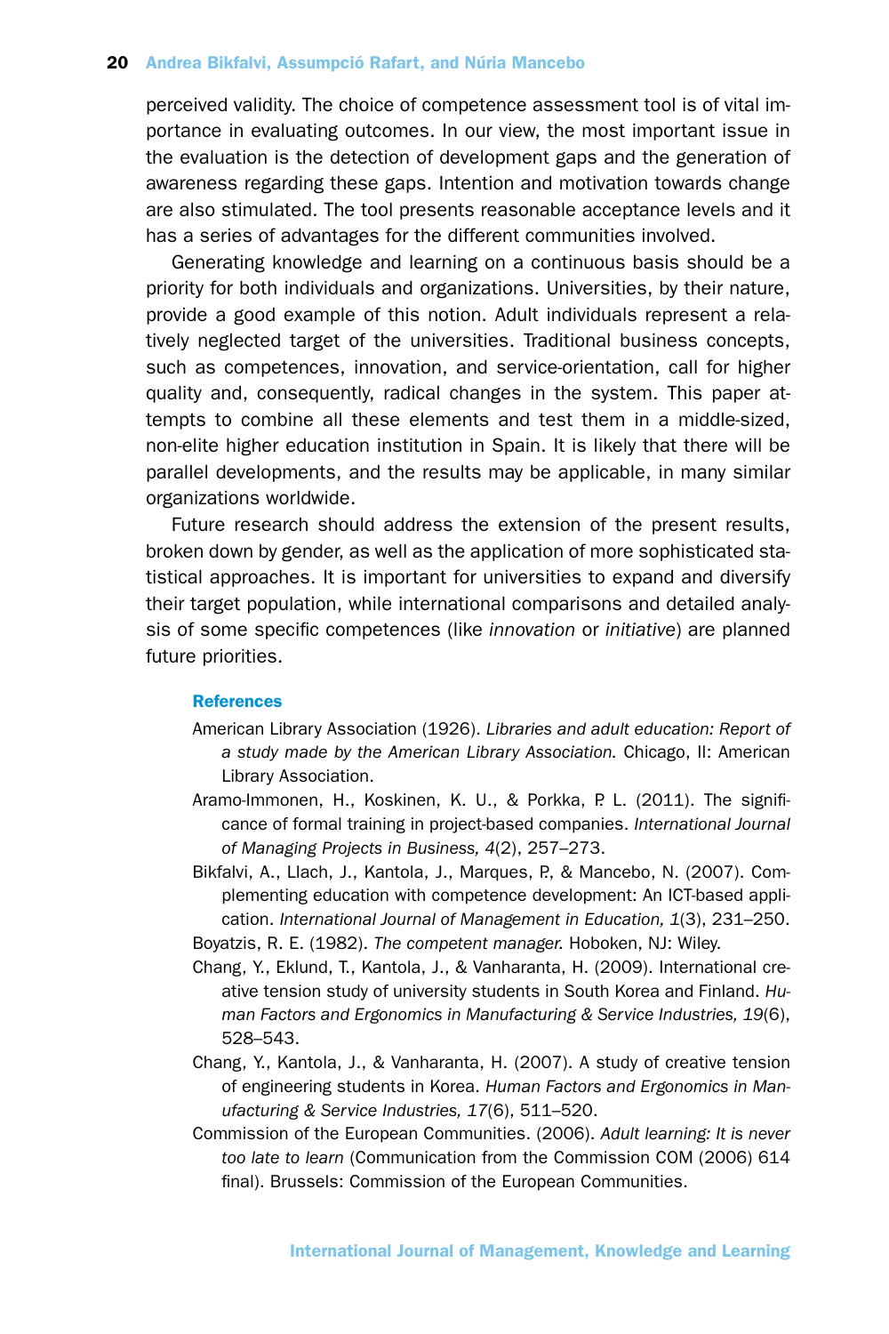perceived validity. The choice of competence assessment tool is of vital importance in evaluating outcomes. In our view, the most important issue in the evaluation is the detection of development gaps and the generation of awareness regarding these gaps. Intention and motivation towards change are also stimulated. The tool presents reasonable acceptance levels and it has a series of advantages for the different communities involved.

Generating knowledge and learning on a continuous basis should be a priority for both individuals and organizations. Universities, by their nature, provide a good example of this notion. Adult individuals represent a relatively neglected target of the universities. Traditional business concepts, such as competences, innovation, and service-orientation, call for higher quality and, consequently, radical changes in the system. This paper attempts to combine all these elements and test them in a middle-sized, non-elite higher education institution in Spain. It is likely that there will be parallel developments, and the results may be applicable, in many similar organizations worldwide.

Future research should address the extension of the present results, broken down by gender, as well as the application of more sophisticated statistical approaches. It is important for universities to expand and diversify their target population, while international comparisons and detailed analysis of some specific competences (like *innovation* or *initiative*) are planned future priorities.

### References

American Library Association (1926). *Libraries and adult education: Report of a study made by the American Library Association.* Chicago, Il: American Library Association.

Aramo-Immonen, H., Koskinen, K. U., & Porkka, P. L. (2011). The significance of formal training in project-based companies. *International Journal of Managing Projects in Business, 4*(2), 257–273.

Bikfalvi, A., Llach, J., Kantola, J., Marques, P., & Mancebo, N. (2007). Complementing education with competence development: An ICT-based application. *International Journal of Management in Education, 1*(3), 231–250.

Boyatzis, R. E. (1982). *The competent manager.* Hoboken, NJ: Wiley.

Chang, Y., Eklund, T., Kantola, J., & Vanharanta, H. (2009). International creative tension study of university students in South Korea and Finland. *Human Factors and Ergonomics in Manufacturing & Service Industries, 19*(6), 528–543.

Chang, Y., Kantola, J., & Vanharanta, H. (2007). A study of creative tension of engineering students in Korea. *Human Factors and Ergonomics in Manufacturing & Service Industries, 17*(6), 511–520.

Commission of the European Communities. (2006). *Adult learning: It is never too late to learn* (Communication from the Commission COM (2006) 614 final). Brussels: Commission of the European Communities.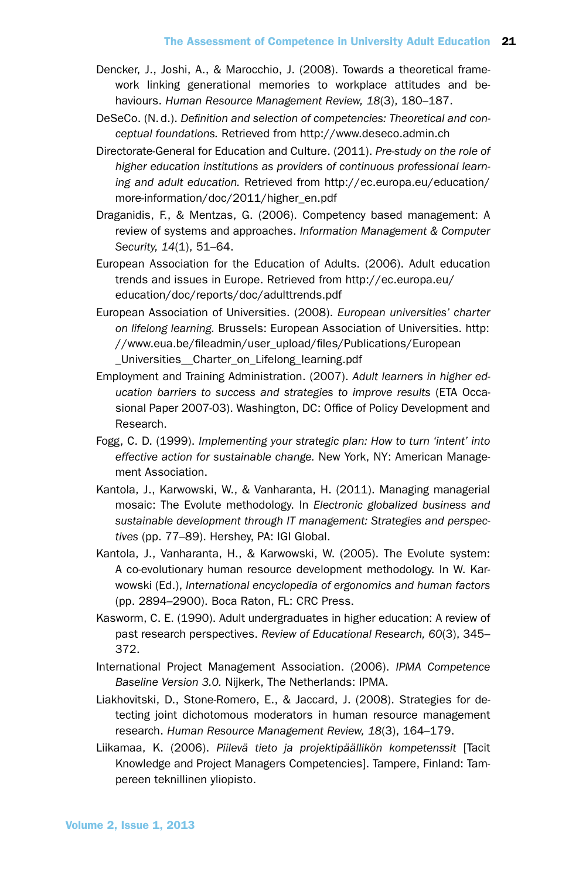Dencker, J., Joshi, A., & Marocchio, J. (2008). Towards a theoretical framework linking generational memories to workplace attitudes and behaviours. *Human Resource Management Review, 18*(3), 180–187.

DeSeCo. (N. d.). *Definition and selection of competencies: Theoretical and conceptual foundations.* Retrieved from http://www.deseco.admin.ch

Directorate-General for Education and Culture. (2011). *Pre-study on the role of higher education institutions as providers of continuous professional learning and adult education.* Retrieved from http://ec.europa.eu/education/more-information/doc/2011/higher_en.pdf

Draganidis, F., & Mentzas, G. (2006). Competency based management: A review of systems and approaches. *Information Management & Computer Security, 14*(1), 51–64.

European Association for the Education of Adults. (2006). Adult education trends and issues in Europe. Retrieved from http://ec.europa.eu/education/doc/reports/doc/adulttrends.pdf

European Association of Universities. (2008). *European universities' charter on lifelong learning.* Brussels: European Association of Universities. http://www.eua.be/fileadmin/user_upload/files/Publications/European_Universities__Charter_on_Lifelong_learning.pdf

Employment and Training Administration. (2007). *Adult learners in higher education barriers to success and strategies to improve results* (ETA Occasional Paper 2007-03). Washington, DC: Office of Policy Development and Research.

Fogg, C. D. (1999). *Implementing your strategic plan: How to turn 'intent' into effective action for sustainable change.* New York, NY: American Management Association.

Kantola, J., Karwowski, W., & Vanharanta, H. (2011). Managing managerial mosaic: The Evolute methodology. In *Electronic globalized business and sustainable development through IT management: Strategies and perspectives* (pp. 77–89). Hershey, PA: IGI Global.

Kantola, J., Vanharanta, H., & Karwowski, W. (2005). The Evolute system: A co-evolutionary human resource development methodology. In W. Karwowski (Ed.), *International encyclopedia of ergonomics and human factors* (pp. 2894–2900). Boca Raton, FL: CRC Press.

Kasworm, C. E. (1990). Adult undergraduates in higher education: A review of past research perspectives. *Review of Educational Research, 60*(3), 345–372.

International Project Management Association. (2006). *IPMA Competence Baseline Version 3.0.* Nijkerk, The Netherlands: IPMA.

Liakhovitski, D., Stone-Romero, E., & Jaccard, J. (2008). Strategies for detecting joint dichotomous moderators in human resource management research. *Human Resource Management Review, 18*(3), 164–179.

Liikamaa, K. (2006). *Piilevä tieto ja projektipäällikön kompetenssit* [Tacit Knowledge and Project Managers Competencies]. Tampere, Finland: Tampereen teknillinen yliopisto.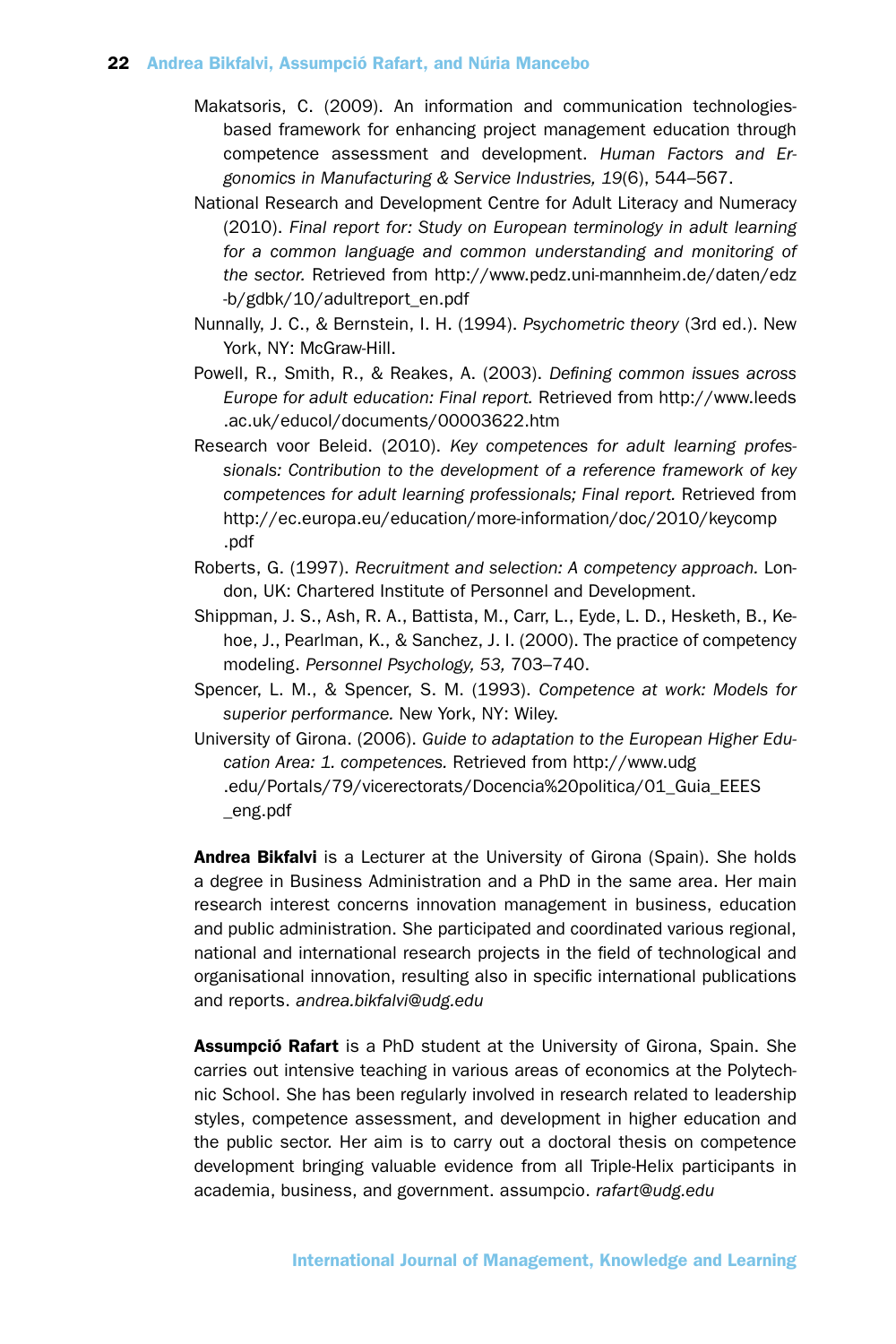Makatsoris, C. (2009). An information and communication technologies-based framework for enhancing project management education through competence assessment and development. *Human Factors and Ergonomics in Manufacturing & Service Industries, 19*(6), 544–567.

National Research and Development Centre for Adult Literacy and Numeracy (2010). *Final report for: Study on European terminology in adult learning for a common language and common understanding and monitoring of the sector.* Retrieved from http://www.pedz.uni-mannheim.de/daten/edz-b/gdbk/10/adultreport_en.pdf

Nunnally, J. C., & Bernstein, I. H. (1994). *Psychometric theory* (3rd ed.). New York, NY: McGraw-Hill.

Powell, R., Smith, R., & Reakes, A. (2003). *Defining common issues across Europe for adult education: Final report.* Retrieved from http://www.leeds.ac.uk/educol/documents/00003622.htm

Research voor Beleid. (2010). *Key competences for adult learning professionals: Contribution to the development of a reference framework of key competences for adult learning professionals; Final report.* Retrieved from http://ec.europa.eu/education/more-information/doc/2010/keycomp.pdf

Roberts, G. (1997). *Recruitment and selection: A competency approach.* London, UK: Chartered Institute of Personnel and Development.

Shippman, J. S., Ash, R. A., Battista, M., Carr, L., Eyde, L. D., Hesketh, B., Kehoe, J., Pearlman, K., & Sanchez, J. I. (2000). The practice of competency modeling. *Personnel Psychology, 53,* 703–740.

Spencer, L. M., & Spencer, S. M. (1993). *Competence at work: Models for superior performance.* New York, NY: Wiley.

University of Girona. (2006). *Guide to adaptation to the European Higher Education Area: 1. competences.* Retrieved from http://www.udg.edu/Portals/79/vicerectorats/Docencia%20politica/01_Guia_EEES_eng.pdf

**Andrea Bikfalvi** is a Lecturer at the University of Girona (Spain). She holds a degree in Business Administration and a PhD in the same area. Her main research interest concerns innovation management in business, education and public administration. She participated and coordinated various regional, national and international research projects in the field of technological and organisational innovation, resulting also in specific international publications and reports. *andrea.bikfalvi@udg.edu*

**Assumpció Rafart** is a PhD student at the University of Girona, Spain. She carries out intensive teaching in various areas of economics at the Polytechnic School. She has been regularly involved in research related to leadership styles, competence assessment, and development in higher education and the public sector. Her aim is to carry out a doctoral thesis on competence development bringing valuable evidence from all Triple-Helix participants in academia, business, and government. assumpcio. *rafart@udg.edu*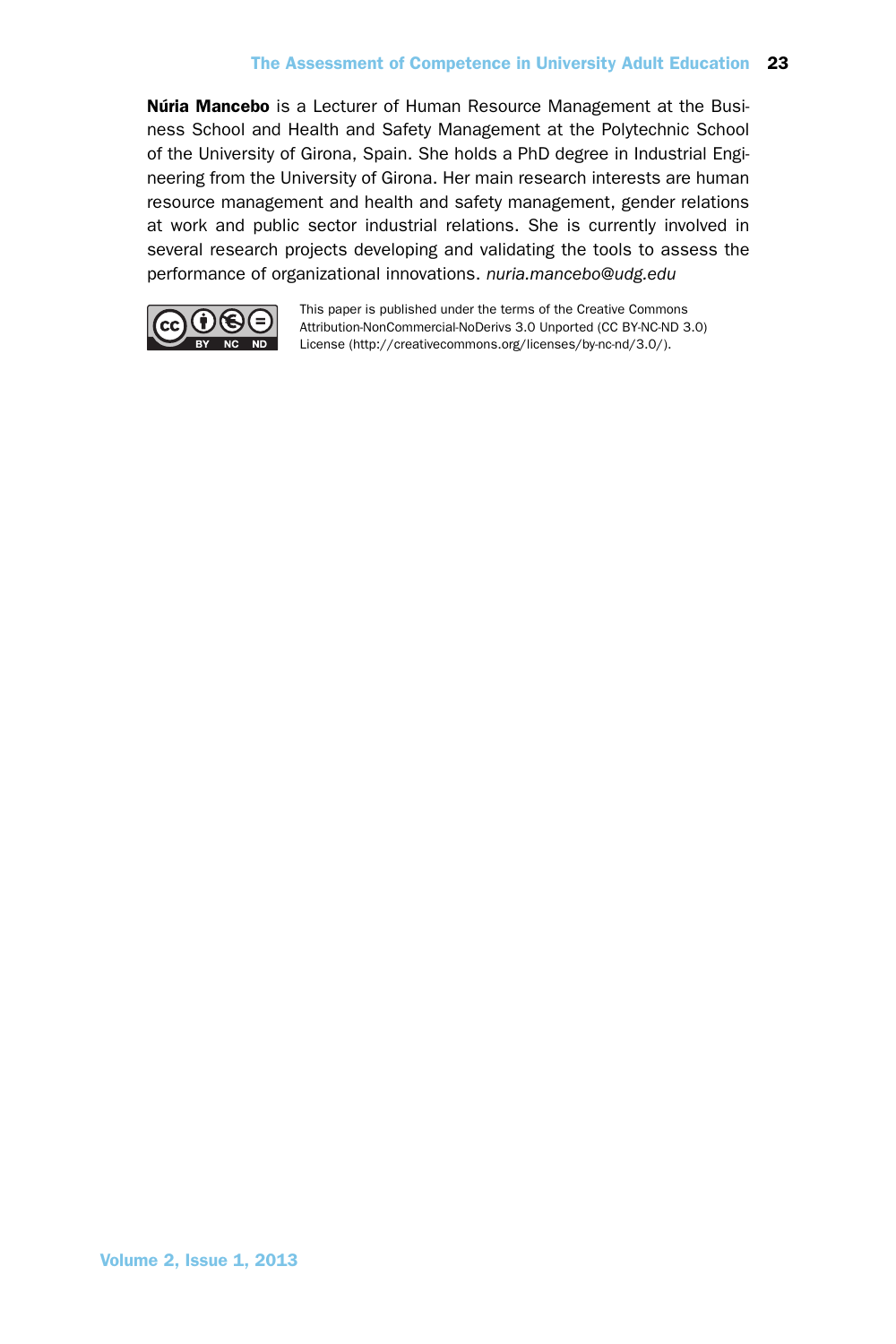**Núria Mancebo** is a Lecturer of Human Resource Management at the Business School and Health and Safety Management at the Polytechnic School of the University of Girona, Spain. She holds a PhD degree in Industrial Engineering from the University of Girona. Her main research interests are human resource management and health and safety management, gender relations at work and public sector industrial relations. She is currently involved in several research projects developing and validating the tools to assess the performance of organizational innovations. *nuria.mancebo@udg.edu*

This paper is published under the terms of the Creative Commons Attribution-NonCommercial-NoDerivs 3.0 Unported (CC BY-NC-ND 3.0) License (http://creativecommons.org/licenses/by-nc-nd/3.0/).